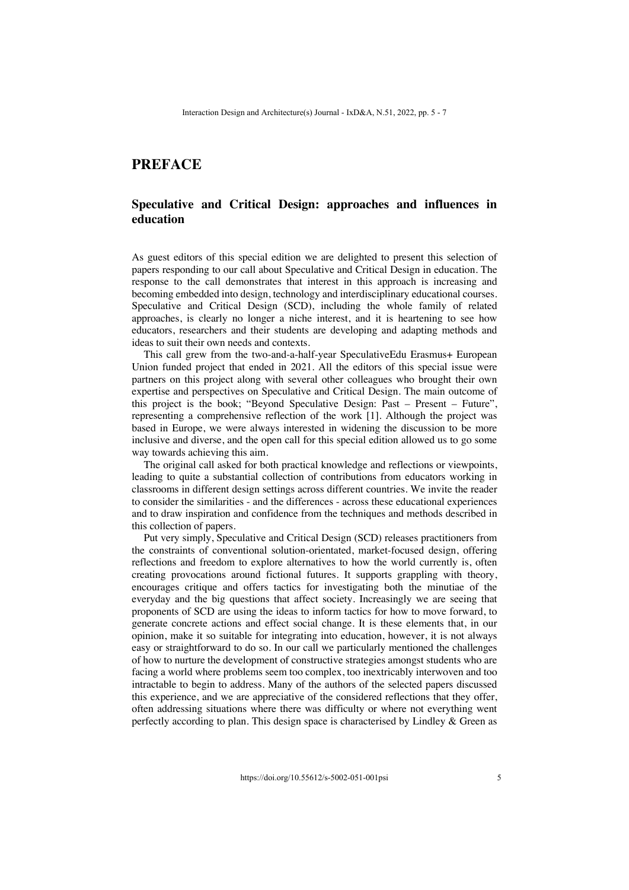# PREFACE

## Speculative and Critical Design: approaches and influences in education

As guest editors of this special edition we are delighted to present this selection of papers responding to our call about Speculative and Critical Design in education. The response to the call demonstrates that interest in this approach is increasing and becoming embedded into design, technology and interdisciplinary educational courses. Speculative and Critical Design (SCD), including the whole family of related approaches, is clearly no longer a niche interest, and it is heartening to see how educators, researchers and their students are developing and adapting methods and ideas to suit their own needs and contexts.

This call grew from the two-and-a-half-year SpeculativeEdu Erasmus+ European Union funded project that ended in 2021. All the editors of this special issue were partners on this project along with several other colleagues who brought their own expertise and perspectives on Speculative and Critical Design. The main outcome of this project is the book; "Beyond Speculative Design: Past – Present – Future", representing a comprehensive reflection of the work [1]. Although the project was based in Europe, we were always interested in widening the discussion to be more inclusive and diverse, and the open call for this special edition allowed us to go some way towards achieving this aim.

The original call asked for both practical knowledge and reflections or viewpoints, leading to quite a substantial collection of contributions from educators working in classrooms in different design settings across different countries. We invite the reader to consider the similarities - and the differences - across these educational experiences and to draw inspiration and confidence from the techniques and methods described in this collection of papers.

Put very simply, Speculative and Critical Design (SCD) releases practitioners from the constraints of conventional solution-orientated, market-focused design, offering reflections and freedom to explore alternatives to how the world currently is, often creating provocations around fictional futures. It supports grappling with theory, encourages critique and offers tactics for investigating both the minutiae of the everyday and the big questions that affect society. Increasingly we are seeing that proponents of SCD are using the ideas to inform tactics for how to move forward, to generate concrete actions and effect social change. It is these elements that, in our opinion, make it so suitable for integrating into education, however, it is not always easy or straightforward to do so. In our call we particularly mentioned the challenges of how to nurture the development of constructive strategies amongst students who are facing a world where problems seem too complex, too inextricably interwoven and too intractable to begin to address. Many of the authors of the selected papers discussed this experience, and we are appreciative of the considered reflections that they offer, often addressing situations where there was difficulty or where not everything went perfectly according to plan. This design space is characterised by Lindley & Green as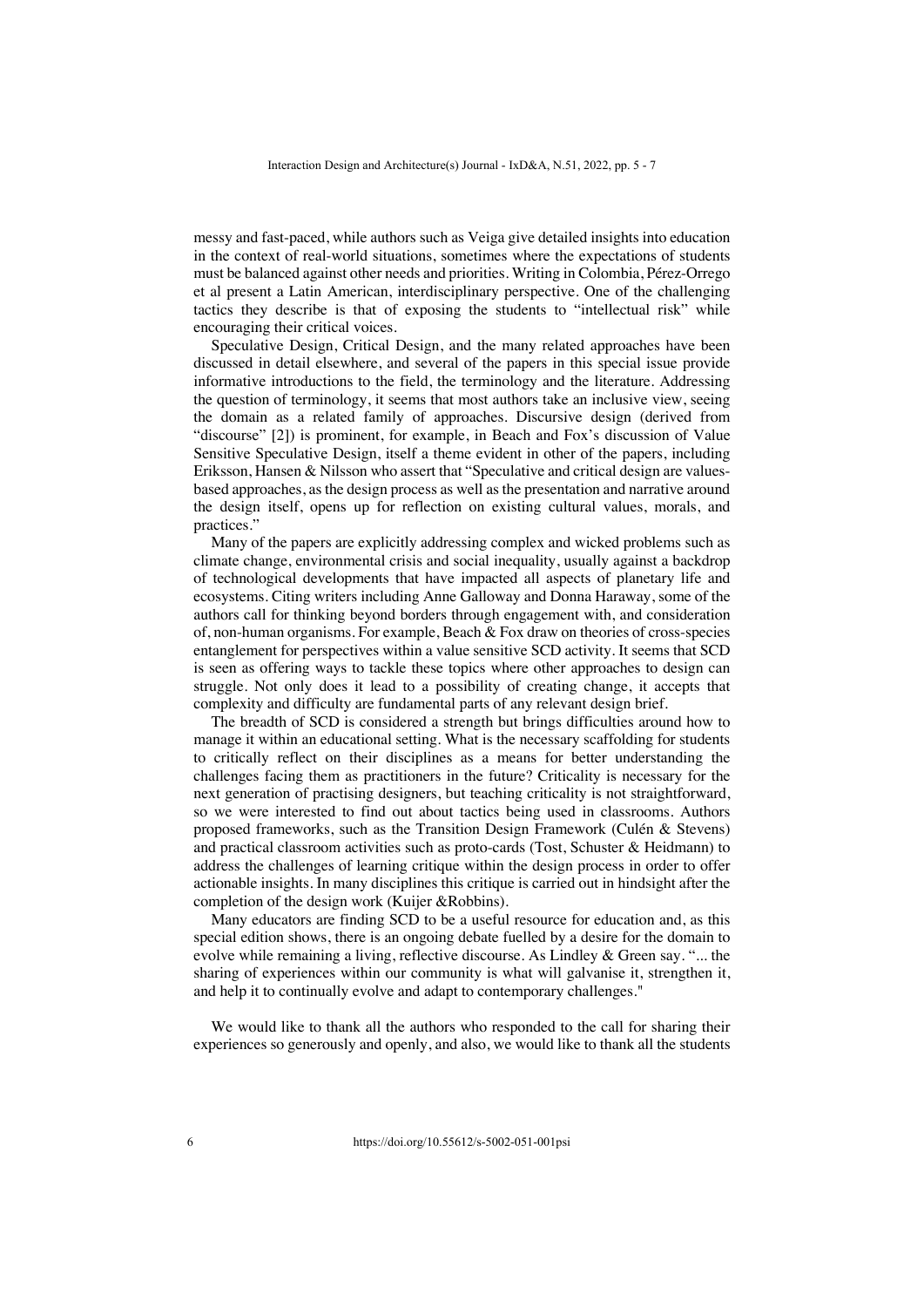messy and fast-paced, while authors such as Veiga give detailed insights into education in the context of real-world situations, sometimes where the expectations of students must be balanced against other needs and priorities. Writing in Colombia, Pérez-Orrego et al present a Latin American, interdisciplinary perspective. One of the challenging tactics they describe is that of exposing the students to "intellectual risk" while encouraging their critical voices.

Speculative Design, Critical Design, and the many related approaches have been discussed in detail elsewhere, and several of the papers in this special issue provide informative introductions to the field, the terminology and the literature. Addressing the question of terminology, it seems that most authors take an inclusive view, seeing the domain as a related family of approaches. Discursive design (derived from "discourse" [2]) is prominent, for example, in Beach and Fox's discussion of Value Sensitive Speculative Design, itself a theme evident in other of the papers, including Eriksson, Hansen & Nilsson who assert that "Speculative and critical design are values-based approaches, as the design process as well as the presentation and narrative around the design itself, opens up for reflection on existing cultural values, morals, and practices."

Many of the papers are explicitly addressing complex and wicked problems such as climate change, environmental crisis and social inequality, usually against a backdrop of technological developments that have impacted all aspects of planetary life and ecosystems. Citing writers including Anne Galloway and Donna Haraway, some of the authors call for thinking beyond borders through engagement with, and consideration of, non-human organisms. For example, Beach & Fox draw on theories of cross-species entanglement for perspectives within a value sensitive SCD activity. It seems that SCD is seen as offering ways to tackle these topics where other approaches to design can struggle. Not only does it lead to a possibility of creating change, it accepts that complexity and difficulty are fundamental parts of any relevant design brief.

The breadth of SCD is considered a strength but brings difficulties around how to manage it within an educational setting. What is the necessary scaffolding for students to critically reflect on their disciplines as a means for better understanding the challenges facing them as practitioners in the future? Criticality is necessary for the next generation of practising designers, but teaching criticality is not straightforward, so we were interested to find out about tactics being used in classrooms. Authors proposed frameworks, such as the Transition Design Framework (Culén & Stevens) and practical classroom activities such as proto-cards (Tost, Schuster & Heidmann) to address the challenges of learning critique within the design process in order to offer actionable insights. In many disciplines this critique is carried out in hindsight after the completion of the design work (Kuijer &Robbins).

Many educators are finding SCD to be a useful resource for education and, as this special edition shows, there is an ongoing debate fuelled by a desire for the domain to evolve while remaining a living, reflective discourse. As Lindley & Green say. "... the sharing of experiences within our community is what will galvanise it, strengthen it, and help it to continually evolve and adapt to contemporary challenges."

We would like to thank all the authors who responded to the call for sharing their experiences so generously and openly, and also, we would like to thank all the students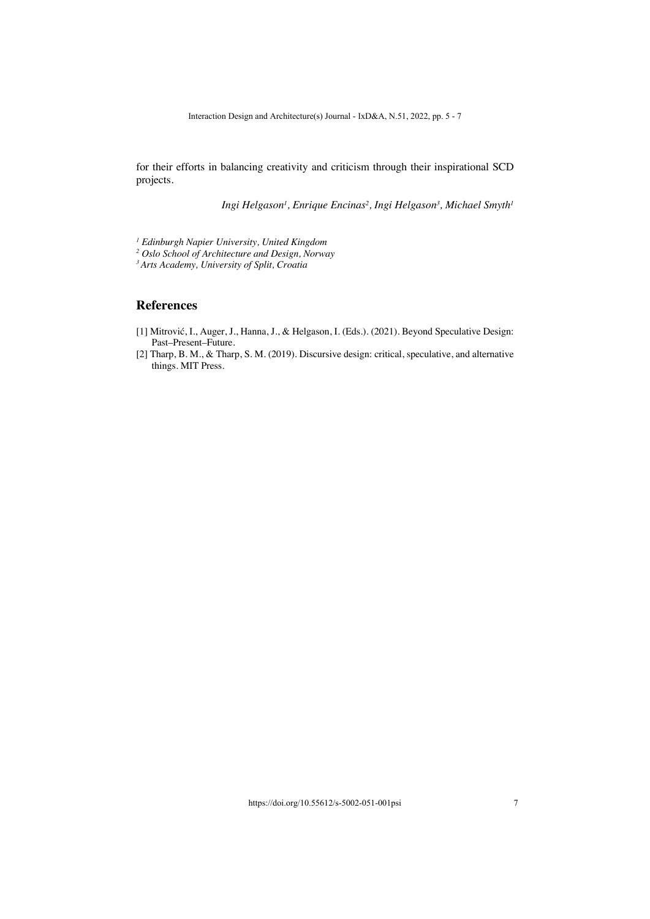for their efforts in balancing creativity and criticism through their inspirational SCD projects.

*Ingi Helgason[1], Enrique Encinas[2], Ingi Helgason[3], Michael Smyth[1]*

[1] *Edinburgh Napier University, United Kingdom*
[2] *Oslo School of Architecture and Design, Norway*
[3] *Arts Academy, University of Split, Croatia*

## References

[1] Mitrović, I., Auger, J., Hanna, J., & Helgason, I. (Eds.). (2021). Beyond Speculative Design: Past–Present–Future.

[2] Tharp, B. M., & Tharp, S. M. (2019). Discursive design: critical, speculative, and alternative things. MIT Press.

https://doi.org/10.55612/s-5002-051-001psi